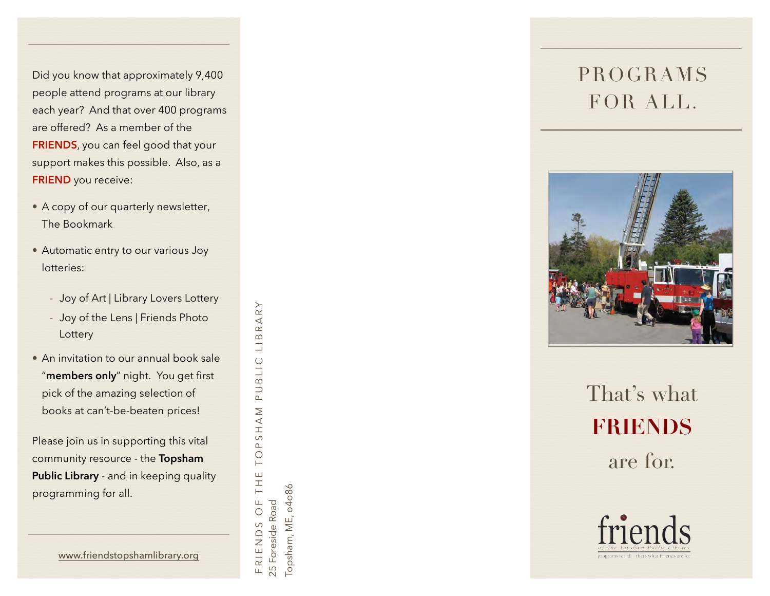Did you know that approximately 9,400 people attend programs at our library each year? And that over 400 programs are offered? As a member of the **FRIENDS**, you can feel good that your support makes this possible. Also, as a **FRIEND** you receive:

- A copy of our quarterly newsletter, The Bookmark
- Automatic entry to our various Joy lotteries:
  - Joy of Art | Library Lovers Lottery
  - Joy of the Lens | Friends Photo Lottery
- An invitation to our annual book sale "**members only**" night. You get first pick of the amazing selection of books at can't-be-beaten prices!

Please join us in supporting this vital community resource - the **Topsham Public Library** - and in keeping quality programming for all.

www.friendstopshamlibrary.org

FRIENDS OF THE TOPSHAM PUBLIC LIBRARY
25 Foreside Road
Topsham, ME, 04086

# PROGRAMS FOR ALL.

That's what **FRIENDS** are for.

friends
of The Topsham Public Library
programs for all : that's what Friends are for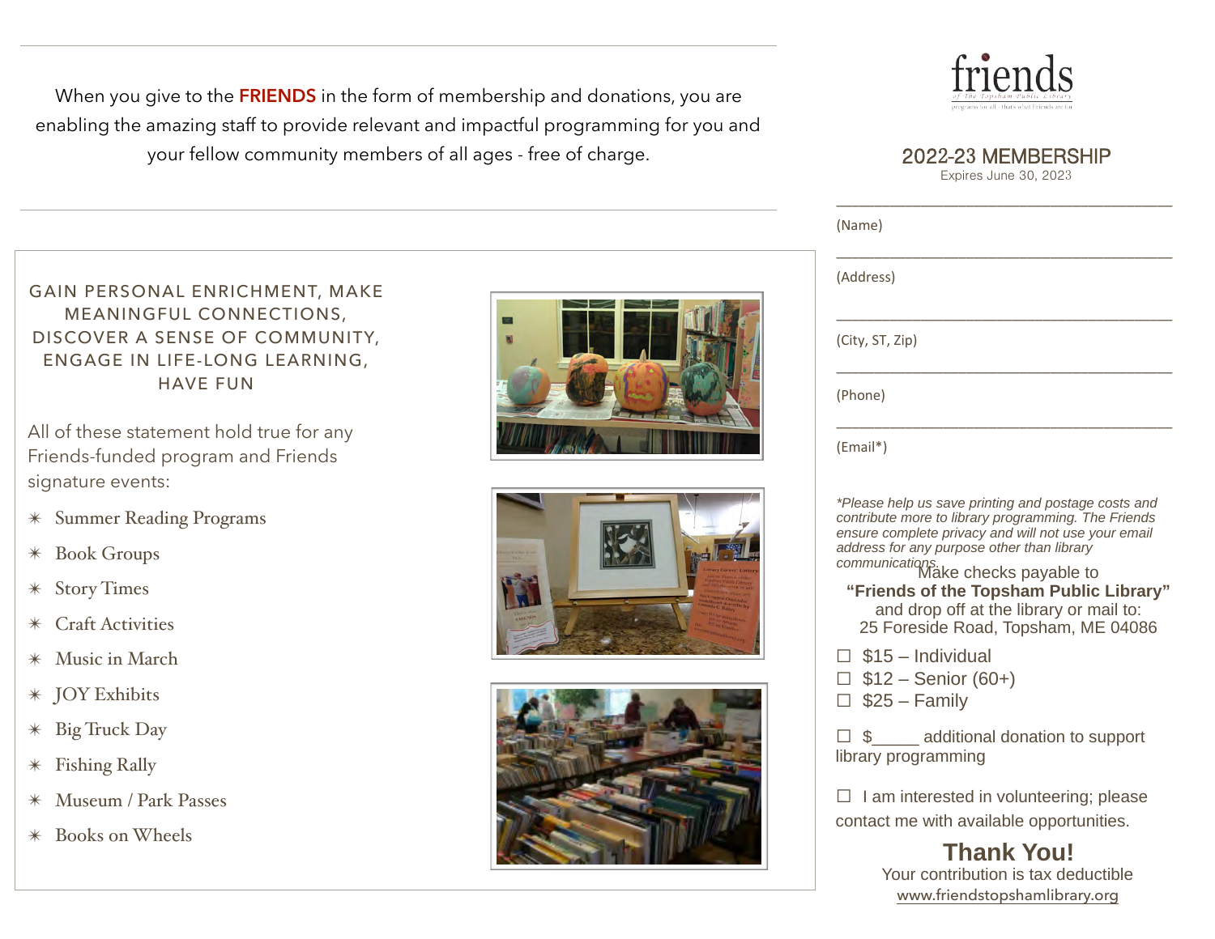When you give to the **FRIENDS** in the form of membership and donations, you are enabling the amazing staff to provide relevant and impactful programming for you and your fellow community members of all ages - free of charge.

---

GAIN PERSONAL ENRICHMENT, MAKE MEANINGFUL CONNECTIONS, DISCOVER A SENSE OF COMMUNITY, ENGAGE IN LIFE-LONG LEARNING, HAVE FUN

All of these statement hold true for any Friends-funded program and Friends signature events:

- Summer Reading Programs
- Book Groups
- Story Times
- Craft Activities
- Music in March
- JOY Exhibits
- Big Truck Day
- Fishing Rally
- Museum / Park Passes
- Books on Wheels

friends
of The Topsham Public Library
programs for all · that's what Friends are for

## 2022-23 MEMBERSHIP

Expires June 30, 2023

______________________________
(Name)

______________________________
(Address)

______________________________
(City, ST, Zip)

______________________________
(Phone)

______________________________
(Email*)

*Please help us save printing and postage costs and contribute more to library programming. The Friends ensure complete privacy and will not use your email address for any purpose other than library communications.*

Make checks payable to
**"Friends of the Topsham Public Library"**
and drop off at the library or mail to:
25 Foreside Road, Topsham, ME 04086

☐ $15 – Individual
☐ $12 – Senior (60+)
☐ $25 – Family

☐ $_____ additional donation to support library programming

☐ I am interested in volunteering; please contact me with available opportunities.

## Thank You!

Your contribution is tax deductible
www.friendstopshamlibrary.org